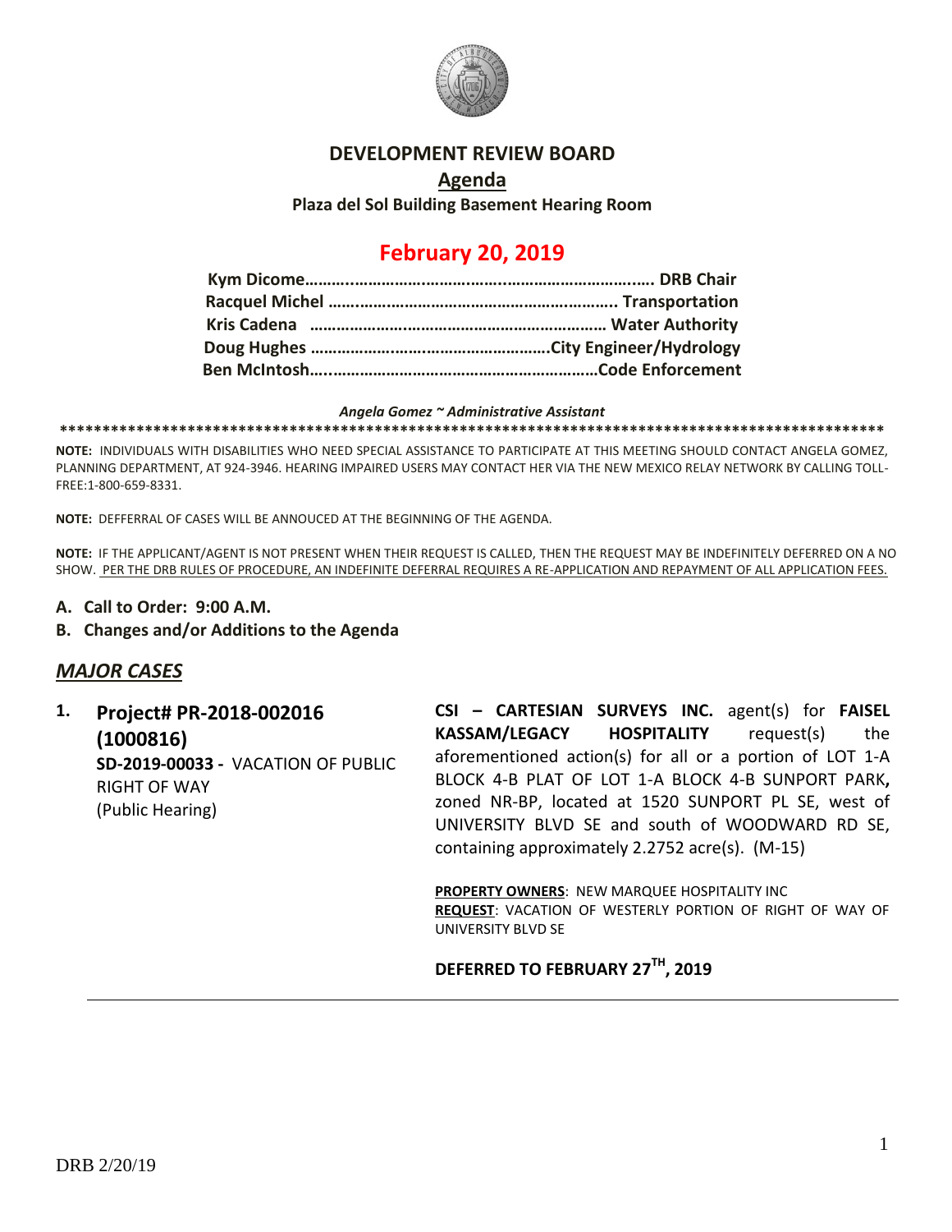# DEVELOPMENT REVIEW BOARD

## Agenda

**Plaza del Sol Building Basement Hearing Room**

# February 20, 2019

**Kym Dicome…………………………………………………………………. DRB Chair**
**Racquel Michel ……………………………………………………….. Transportation**
**Kris Cadena ………………………………………………………… Water Authority**
**Doug Hughes ……………………………………………City Engineer/Hydrology**
**Ben McIntosh…………………………………………………………Code Enforcement**

***Angela Gomez ~ Administrative Assistant***

****************************************************************************************************

**NOTE:** INDIVIDUALS WITH DISABILITIES WHO NEED SPECIAL ASSISTANCE TO PARTICIPATE AT THIS MEETING SHOULD CONTACT ANGELA GOMEZ, PLANNING DEPARTMENT, AT 924-3946. HEARING IMPAIRED USERS MAY CONTACT HER VIA THE NEW MEXICO RELAY NETWORK BY CALLING TOLL-FREE:1-800-659-8331.

**NOTE:** DEFFERRAL OF CASES WILL BE ANNOUCED AT THE BEGINNING OF THE AGENDA.

**NOTE:** IF THE APPLICANT/AGENT IS NOT PRESENT WHEN THEIR REQUEST IS CALLED, THEN THE REQUEST MAY BE INDEFINITELY DEFERRED ON A NO SHOW. PER THE DRB RULES OF PROCEDURE, AN INDEFINITE DEFERRAL REQUIRES A RE-APPLICATION AND REPAYMENT OF ALL APPLICATION FEES.

**A. Call to Order: 9:00 A.M.**

**B. Changes and/or Additions to the Agenda**

## *MAJOR CASES*

**1. Project# PR-2018-002016 (1000816)**
**SD-2019-00033 -** VACATION OF PUBLIC RIGHT OF WAY
(Public Hearing)

**CSI – CARTESIAN SURVEYS INC.** agent(s) for **FAISEL KASSAM/LEGACY HOSPITALITY** request(s) the aforementioned action(s) for all or a portion of LOT 1-A BLOCK 4-B PLAT OF LOT 1-A BLOCK 4-B SUNPORT PARK**,** zoned NR-BP, located at 1520 SUNPORT PL SE, west of UNIVERSITY BLVD SE and south of WOODWARD RD SE, containing approximately 2.2752 acre(s). (M-15)

**PROPERTY OWNERS**: NEW MARQUEE HOSPITALITY INC
**REQUEST**: VACATION OF WESTERLY PORTION OF RIGHT OF WAY OF UNIVERSITY BLVD SE

**DEFERRED TO FEBRUARY 27TH, 2019**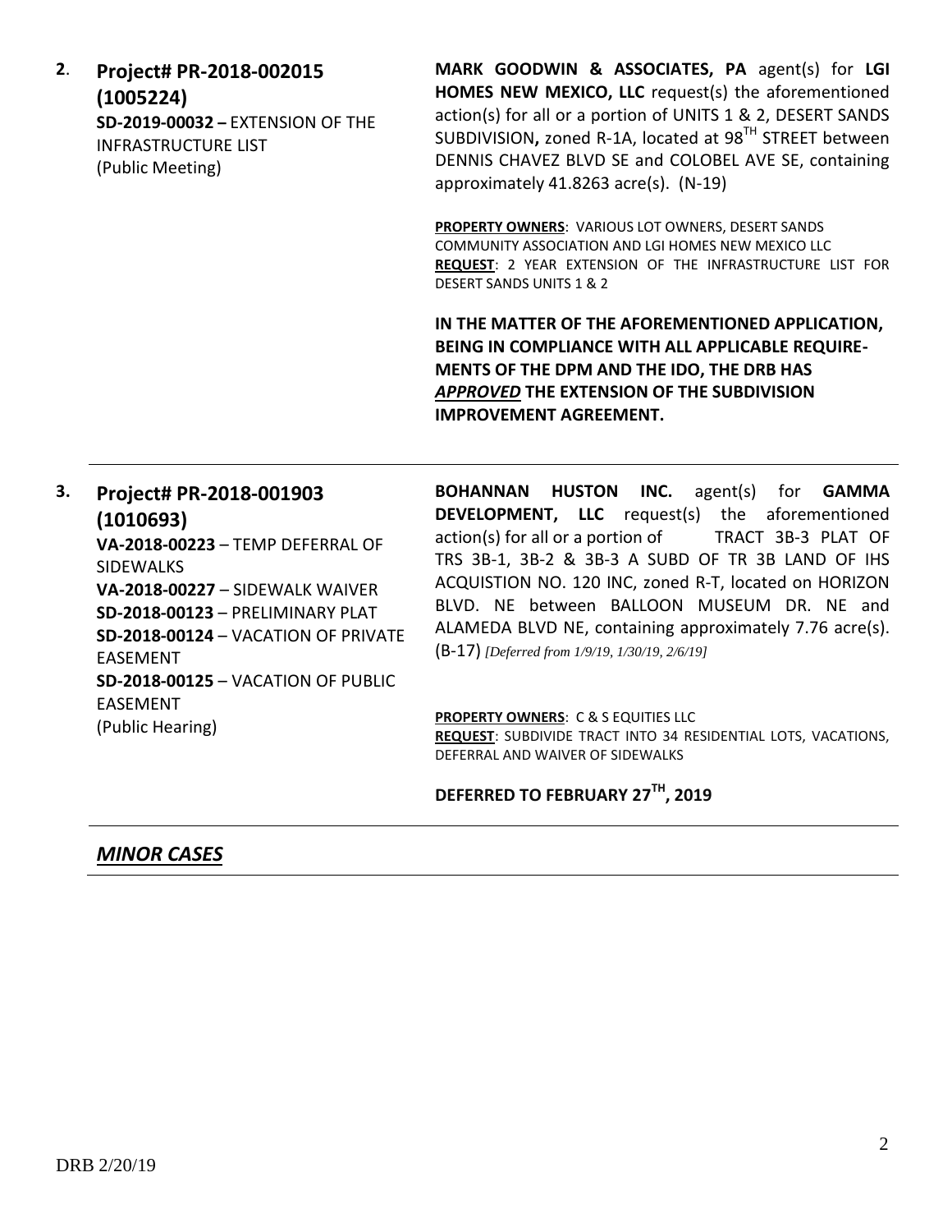**2.** **Project# PR-2018-002015 (1005224)**
**SD-2019-00032 –** EXTENSION OF THE INFRASTRUCTURE LIST
(Public Meeting)

**MARK GOODWIN & ASSOCIATES, PA** agent(s) for **LGI HOMES NEW MEXICO, LLC** request(s) the aforementioned action(s) for all or a portion of UNITS 1 & 2, DESERT SANDS SUBDIVISION**,** zoned R-1A, located at 98TH STREET between DENNIS CHAVEZ BLVD SE and COLOBEL AVE SE, containing approximately 41.8263 acre(s). (N-19)

**PROPERTY OWNERS**: VARIOUS LOT OWNERS, DESERT SANDS COMMUNITY ASSOCIATION AND LGI HOMES NEW MEXICO LLC
**REQUEST**: 2 YEAR EXTENSION OF THE INFRASTRUCTURE LIST FOR DESERT SANDS UNITS 1 & 2

**IN THE MATTER OF THE AFOREMENTIONED APPLICATION, BEING IN COMPLIANCE WITH ALL APPLICABLE REQUIREMENTS OF THE DPM AND THE IDO, THE DRB HAS *APPROVED* THE EXTENSION OF THE SUBDIVISION IMPROVEMENT AGREEMENT.**

---

**3.** **Project# PR-2018-001903 (1010693)**
**VA-2018-00223** – TEMP DEFERRAL OF SIDEWALKS
**VA-2018-00227** – SIDEWALK WAIVER
**SD-2018-00123** – PRELIMINARY PLAT
**SD-2018-00124** – VACATION OF PRIVATE EASEMENT
**SD-2018-00125** – VACATION OF PUBLIC EASEMENT
(Public Hearing)

**BOHANNAN HUSTON INC.** agent(s) for **GAMMA DEVELOPMENT, LLC** request(s) the aforementioned action(s) for all or a portion of TRACT 3B-3 PLAT OF TRS 3B-1, 3B-2 & 3B-3 A SUBD OF TR 3B LAND OF IHS ACQUISTION NO. 120 INC, zoned R-T, located on HORIZON BLVD. NE between BALLOON MUSEUM DR. NE and ALAMEDA BLVD NE, containing approximately 7.76 acre(s). (B-17) *[Deferred from 1/9/19, 1/30/19, 2/6/19]*

**PROPERTY OWNERS**: C & S EQUITIES LLC
**REQUEST**: SUBDIVIDE TRACT INTO 34 RESIDENTIAL LOTS, VACATIONS, DEFERRAL AND WAIVER OF SIDEWALKS

**DEFERRED TO FEBRUARY 27TH, 2019**

---

## ***MINOR CASES***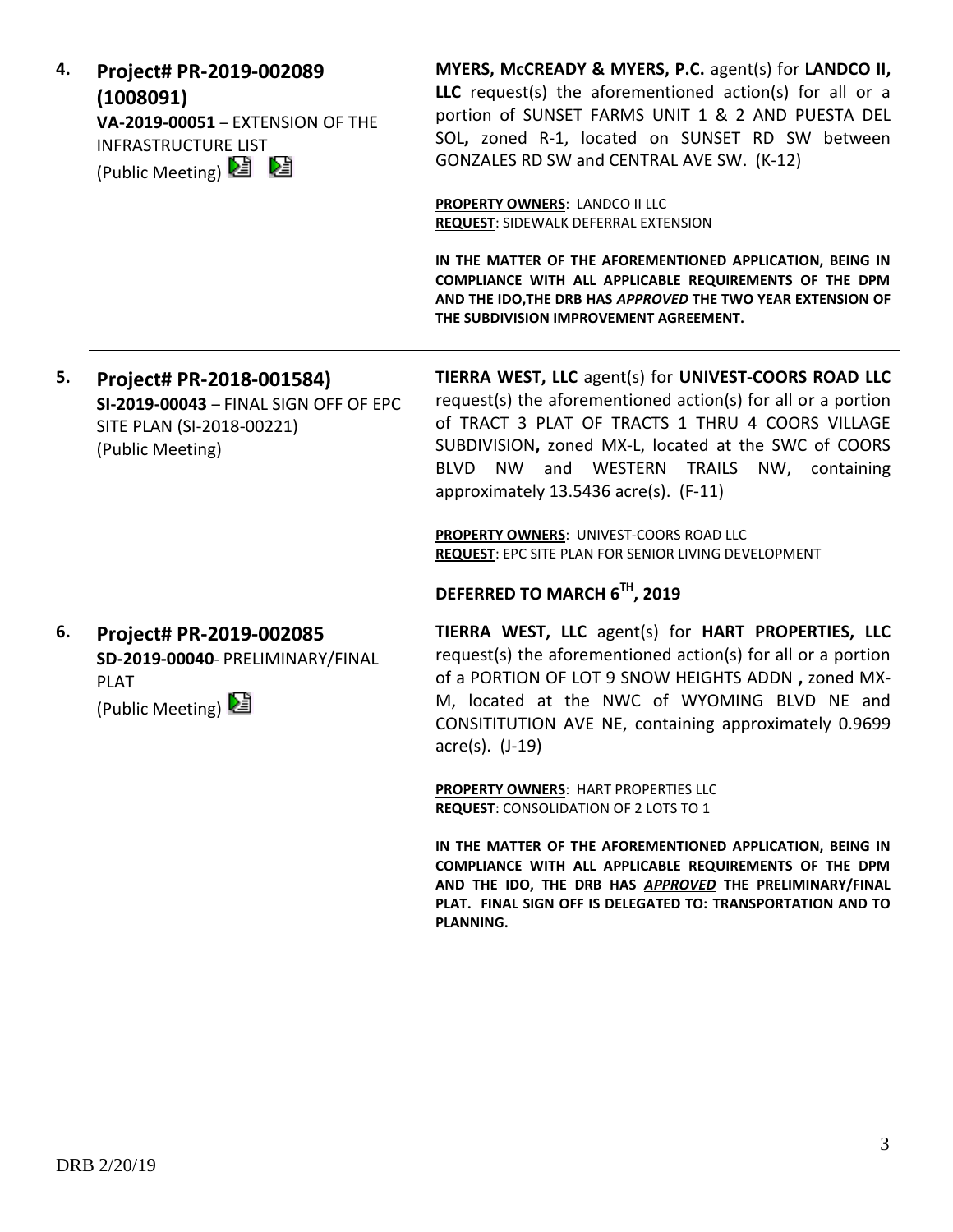**4. Project# PR-2019-002089 (1008091)**
**VA-2019-00051** – EXTENSION OF THE INFRASTRUCTURE LIST
(Public Meeting)

**MYERS, McCREADY & MYERS, P.C.** agent(s) for **LANDCO II, LLC** request(s) the aforementioned action(s) for all or a portion of SUNSET FARMS UNIT 1 & 2 AND PUESTA DEL SOL**,** zoned R-1, located on SUNSET RD SW between GONZALES RD SW and CENTRAL AVE SW. (K-12)

**PROPERTY OWNERS**: LANDCO II LLC
**REQUEST**: SIDEWALK DEFERRAL EXTENSION

**IN THE MATTER OF THE AFOREMENTIONED APPLICATION, BEING IN COMPLIANCE WITH ALL APPLICABLE REQUIREMENTS OF THE DPM AND THE IDO,THE DRB HAS *APPROVED* THE TWO YEAR EXTENSION OF THE SUBDIVISION IMPROVEMENT AGREEMENT.**

---

**5. Project# PR-2018-001584)**
**SI-2019-00043** – FINAL SIGN OFF OF EPC SITE PLAN (SI-2018-00221)
(Public Meeting)

**TIERRA WEST, LLC** agent(s) for **UNIVEST-COORS ROAD LLC** request(s) the aforementioned action(s) for all or a portion of TRACT 3 PLAT OF TRACTS 1 THRU 4 COORS VILLAGE SUBDIVISION**,** zoned MX-L, located at the SWC of COORS BLVD NW and WESTERN TRAILS NW, containing approximately 13.5436 acre(s). (F-11)

**PROPERTY OWNERS**: UNIVEST-COORS ROAD LLC
**REQUEST**: EPC SITE PLAN FOR SENIOR LIVING DEVELOPMENT

**DEFERRED TO MARCH 6TH, 2019**

---

**6. Project# PR-2019-002085**
**SD-2019-00040**- PRELIMINARY/FINAL PLAT
(Public Meeting)

**TIERRA WEST, LLC** agent(s) for **HART PROPERTIES, LLC** request(s) the aforementioned action(s) for all or a portion of a PORTION OF LOT 9 SNOW HEIGHTS ADDN **,** zoned MX-M, located at the NWC of WYOMING BLVD NE and CONSITITUTION AVE NE, containing approximately 0.9699 acre(s). (J-19)

**PROPERTY OWNERS**: HART PROPERTIES LLC
**REQUEST**: CONSOLIDATION OF 2 LOTS TO 1

**IN THE MATTER OF THE AFOREMENTIONED APPLICATION, BEING IN COMPLIANCE WITH ALL APPLICABLE REQUIREMENTS OF THE DPM AND THE IDO, THE DRB HAS *APPROVED* THE PRELIMINARY/FINAL PLAT. FINAL SIGN OFF IS DELEGATED TO: TRANSPORTATION AND TO PLANNING.**

---

DRB 2/20/19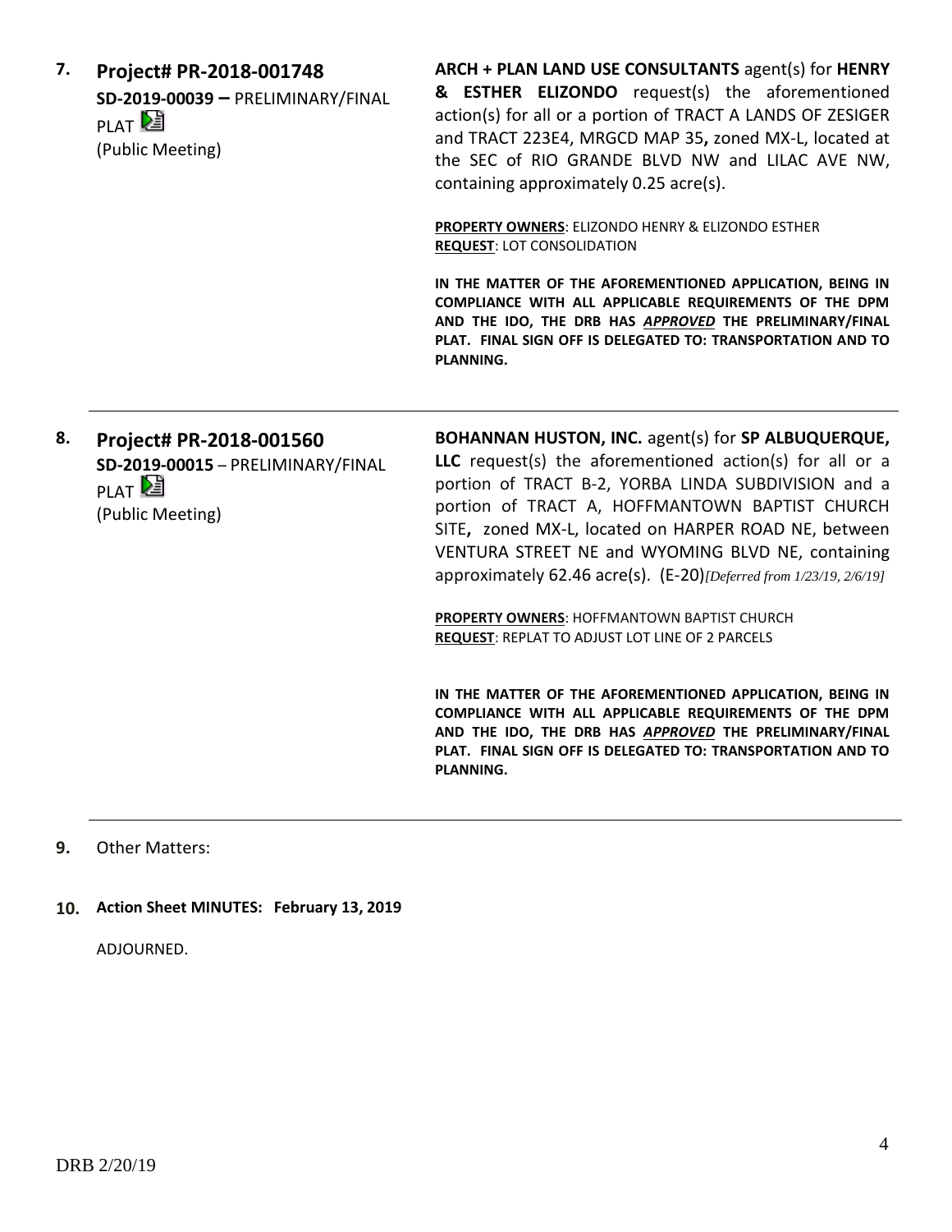**7. Project# PR-2018-001748**
**SD-2019-00039 –** PRELIMINARY/FINAL PLAT
(Public Meeting)

**ARCH + PLAN LAND USE CONSULTANTS** agent(s) for **HENRY & ESTHER ELIZONDO** request(s) the aforementioned action(s) for all or a portion of TRACT A LANDS OF ZESIGER and TRACT 223E4, MRGCD MAP 35**,** zoned MX-L, located at the SEC of RIO GRANDE BLVD NW and LILAC AVE NW, containing approximately 0.25 acre(s).

**PROPERTY OWNERS**: ELIZONDO HENRY & ELIZONDO ESTHER
**REQUEST**: LOT CONSOLIDATION

**IN THE MATTER OF THE AFOREMENTIONED APPLICATION, BEING IN COMPLIANCE WITH ALL APPLICABLE REQUIREMENTS OF THE DPM AND THE IDO, THE DRB HAS *APPROVED* THE PRELIMINARY/FINAL PLAT. FINAL SIGN OFF IS DELEGATED TO: TRANSPORTATION AND TO PLANNING.**

---

**8. Project# PR-2018-001560**
**SD-2019-00015** – PRELIMINARY/FINAL PLAT
(Public Meeting)

**BOHANNAN HUSTON, INC.** agent(s) for **SP ALBUQUERQUE, LLC** request(s) the aforementioned action(s) for all or a portion of TRACT B-2, YORBA LINDA SUBDIVISION and a portion of TRACT A, HOFFMANTOWN BAPTIST CHURCH SITE**,** zoned MX-L, located on HARPER ROAD NE, between VENTURA STREET NE and WYOMING BLVD NE, containing approximately 62.46 acre(s). (E-20)*[Deferred from 1/23/19, 2/6/19]*

**PROPERTY OWNERS**: HOFFMANTOWN BAPTIST CHURCH
**REQUEST**: REPLAT TO ADJUST LOT LINE OF 2 PARCELS

**IN THE MATTER OF THE AFOREMENTIONED APPLICATION, BEING IN COMPLIANCE WITH ALL APPLICABLE REQUIREMENTS OF THE DPM AND THE IDO, THE DRB HAS *APPROVED* THE PRELIMINARY/FINAL PLAT. FINAL SIGN OFF IS DELEGATED TO: TRANSPORTATION AND TO PLANNING.**

---

**9.** Other Matters:

**10. Action Sheet MINUTES: February 13, 2019**

ADJOURNED.

DRB 2/20/19